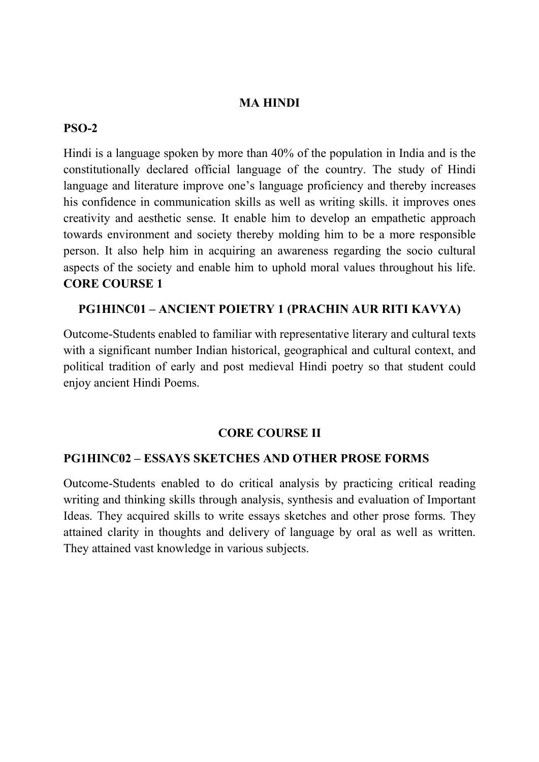# MA HINDI

## PSO-2

Hindi is a language spoken by more than 40% of the population in India and is the constitutionally declared official language of the country. The study of Hindi language and literature improve one's language proficiency and thereby increases his confidence in communication skills as well as writing skills. it improves ones creativity and aesthetic sense. It enable him to develop an empathetic approach towards environment and society thereby molding him to be a more responsible person. It also help him in acquiring an awareness regarding the socio cultural aspects of the society and enable him to uphold moral values throughout his life.

## CORE COURSE 1

### PG1HINC01 – ANCIENT POIETRY 1 (PRACHIN AUR RITI KAVYA)

Outcome-Students enabled to familiar with representative literary and cultural texts with a significant number Indian historical, geographical and cultural context, and political tradition of early and post medieval Hindi poetry so that student could enjoy ancient Hindi Poems.

## CORE COURSE II

### PG1HINC02 – ESSAYS SKETCHES AND OTHER PROSE FORMS

Outcome-Students enabled to do critical analysis by practicing critical reading writing and thinking skills through analysis, synthesis and evaluation of Important Ideas. They acquired skills to write essays sketches and other prose forms. They attained clarity in thoughts and delivery of language by oral as well as written. They attained vast knowledge in various subjects.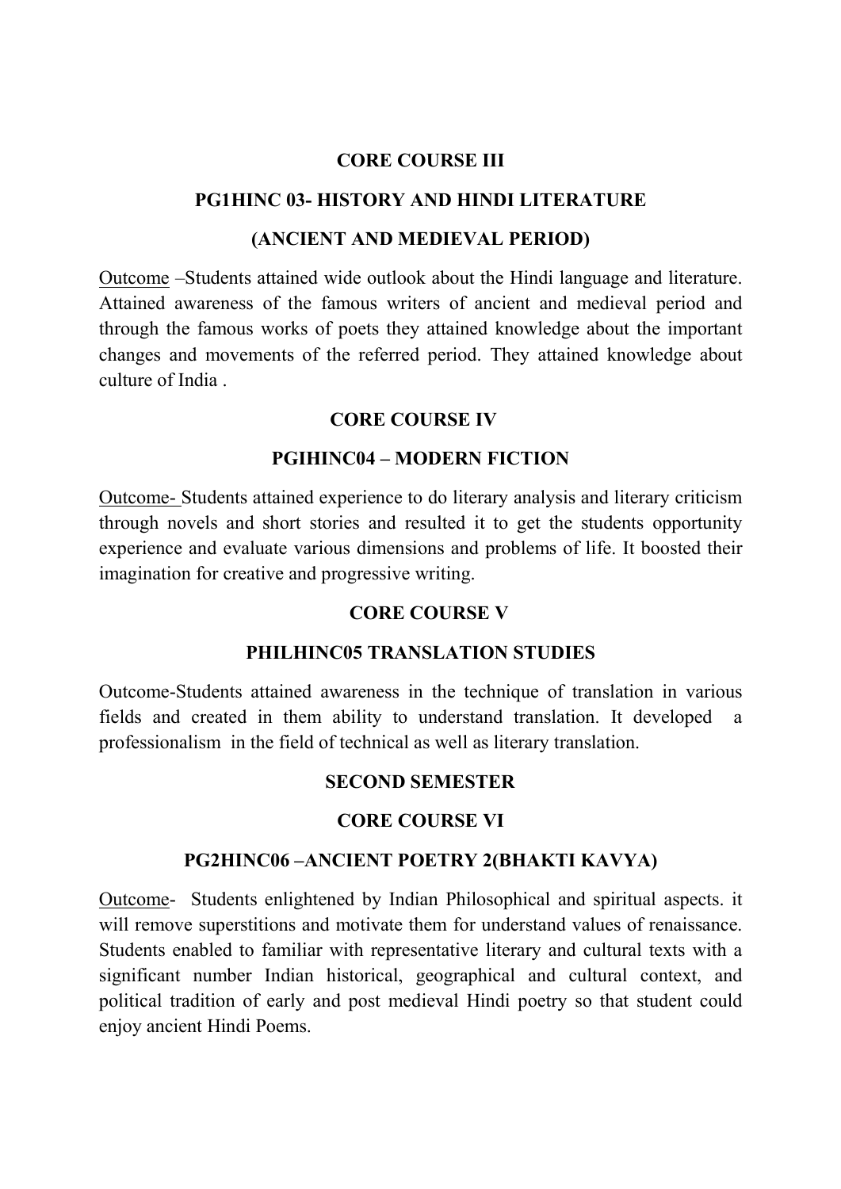**CORE COURSE III**

**PG1HINC 03- HISTORY AND HINDI LITERATURE**

**(ANCIENT AND MEDIEVAL PERIOD)**

Outcome –Students attained wide outlook about the Hindi language and literature. Attained awareness of the famous writers of ancient and medieval period and through the famous works of poets they attained knowledge about the important changes and movements of the referred period. They attained knowledge about culture of India .

**CORE COURSE IV**

**PGIHINC04 – MODERN FICTION**

Outcome- Students attained experience to do literary analysis and literary criticism through novels and short stories and resulted it to get the students opportunity experience and evaluate various dimensions and problems of life. It boosted their imagination for creative and progressive writing.

**CORE COURSE V**

**PHILHINC05 TRANSLATION STUDIES**

Outcome-Students attained awareness in the technique of translation in various fields and created in them ability to understand translation. It developed a professionalism in the field of technical as well as literary translation.

**SECOND SEMESTER**

**CORE COURSE VI**

**PG2HINC06 –ANCIENT POETRY 2(BHAKTI KAVYA)**

Outcome- Students enlightened by Indian Philosophical and spiritual aspects. it will remove superstitions and motivate them for understand values of renaissance. Students enabled to familiar with representative literary and cultural texts with a significant number Indian historical, geographical and cultural context, and political tradition of early and post medieval Hindi poetry so that student could enjoy ancient Hindi Poems.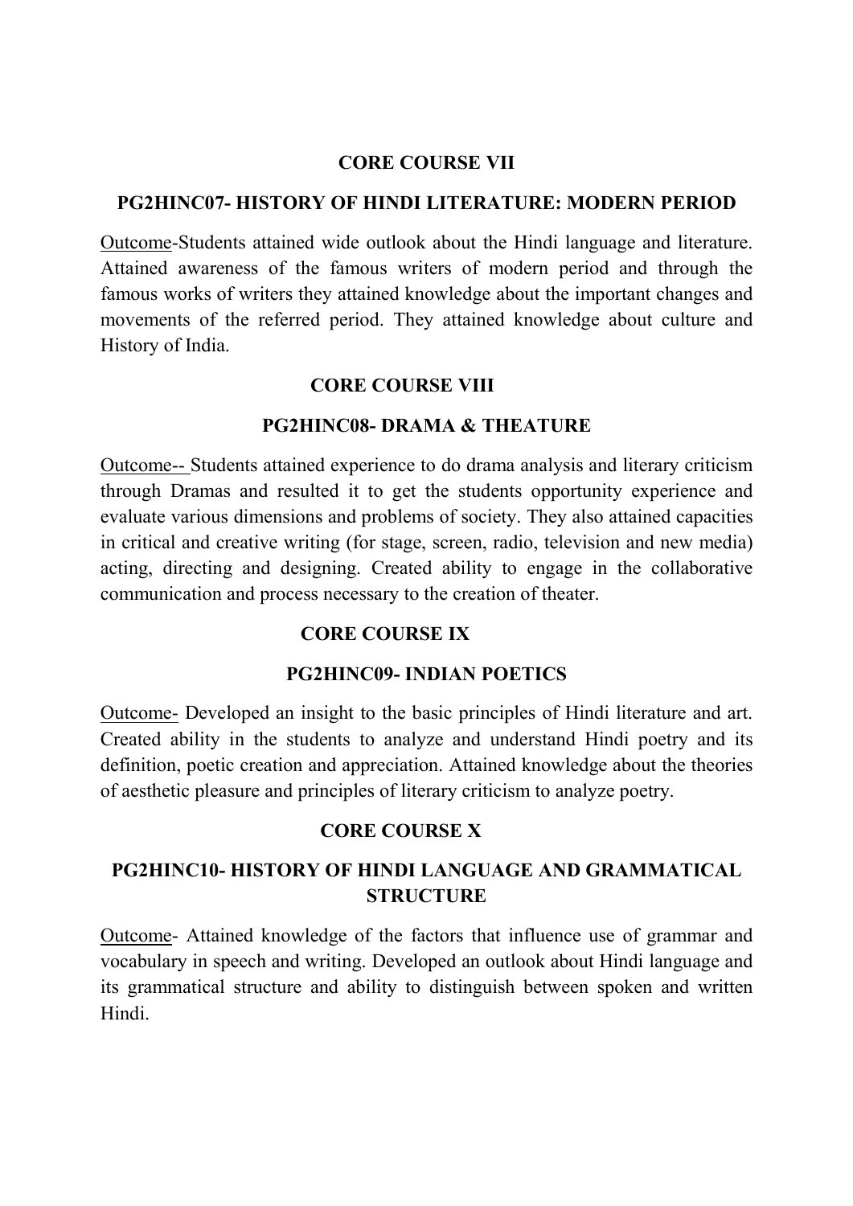## CORE COURSE VII

### PG2HINC07- HISTORY OF HINDI LITERATURE: MODERN PERIOD

Outcome-Students attained wide outlook about the Hindi language and literature. Attained awareness of the famous writers of modern period and through the famous works of writers they attained knowledge about the important changes and movements of the referred period. They attained knowledge about culture and History of India.

## CORE COURSE VIII

### PG2HINC08- DRAMA & THEATURE

Outcome-- Students attained experience to do drama analysis and literary criticism through Dramas and resulted it to get the students opportunity experience and evaluate various dimensions and problems of society. They also attained capacities in critical and creative writing (for stage, screen, radio, television and new media) acting, directing and designing. Created ability to engage in the collaborative communication and process necessary to the creation of theater.

## CORE COURSE IX

### PG2HINC09- INDIAN POETICS

Outcome- Developed an insight to the basic principles of Hindi literature and art. Created ability in the students to analyze and understand Hindi poetry and its definition, poetic creation and appreciation. Attained knowledge about the theories of aesthetic pleasure and principles of literary criticism to analyze poetry.

## CORE COURSE X

### PG2HINC10- HISTORY OF HINDI LANGUAGE AND GRAMMATICAL STRUCTURE

Outcome- Attained knowledge of the factors that influence use of grammar and vocabulary in speech and writing. Developed an outlook about Hindi language and its grammatical structure and ability to distinguish between spoken and written Hindi.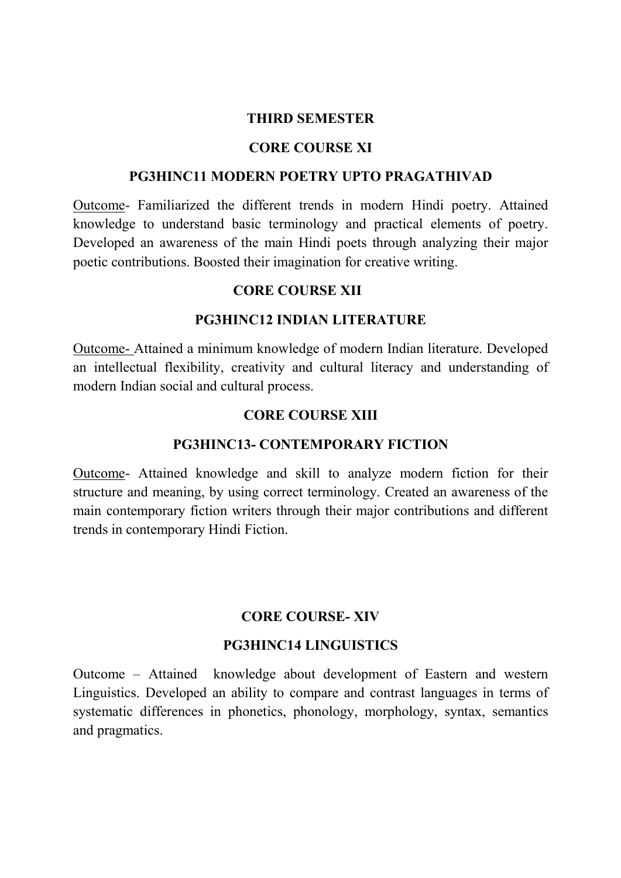## THIRD SEMESTER

### CORE COURSE XI

### PG3HINC11 MODERN POETRY UPTO PRAGATHIVAD

Outcome- Familiarized the different trends in modern Hindi poetry. Attained knowledge to understand basic terminology and practical elements of poetry. Developed an awareness of the main Hindi poets through analyzing their major poetic contributions. Boosted their imagination for creative writing.

### CORE COURSE XII

### PG3HINC12 INDIAN LITERATURE

Outcome- Attained a minimum knowledge of modern Indian literature. Developed an intellectual flexibility, creativity and cultural literacy and understanding of modern Indian social and cultural process.

### CORE COURSE XIII

### PG3HINC13- CONTEMPORARY FICTION

Outcome- Attained knowledge and skill to analyze modern fiction for their structure and meaning, by using correct terminology. Created an awareness of the main contemporary fiction writers through their major contributions and different trends in contemporary Hindi Fiction.

### CORE COURSE- XIV

### PG3HINC14 LINGUISTICS

Outcome – Attained knowledge about development of Eastern and western Linguistics. Developed an ability to compare and contrast languages in terms of systematic differences in phonetics, phonology, morphology, syntax, semantics and pragmatics.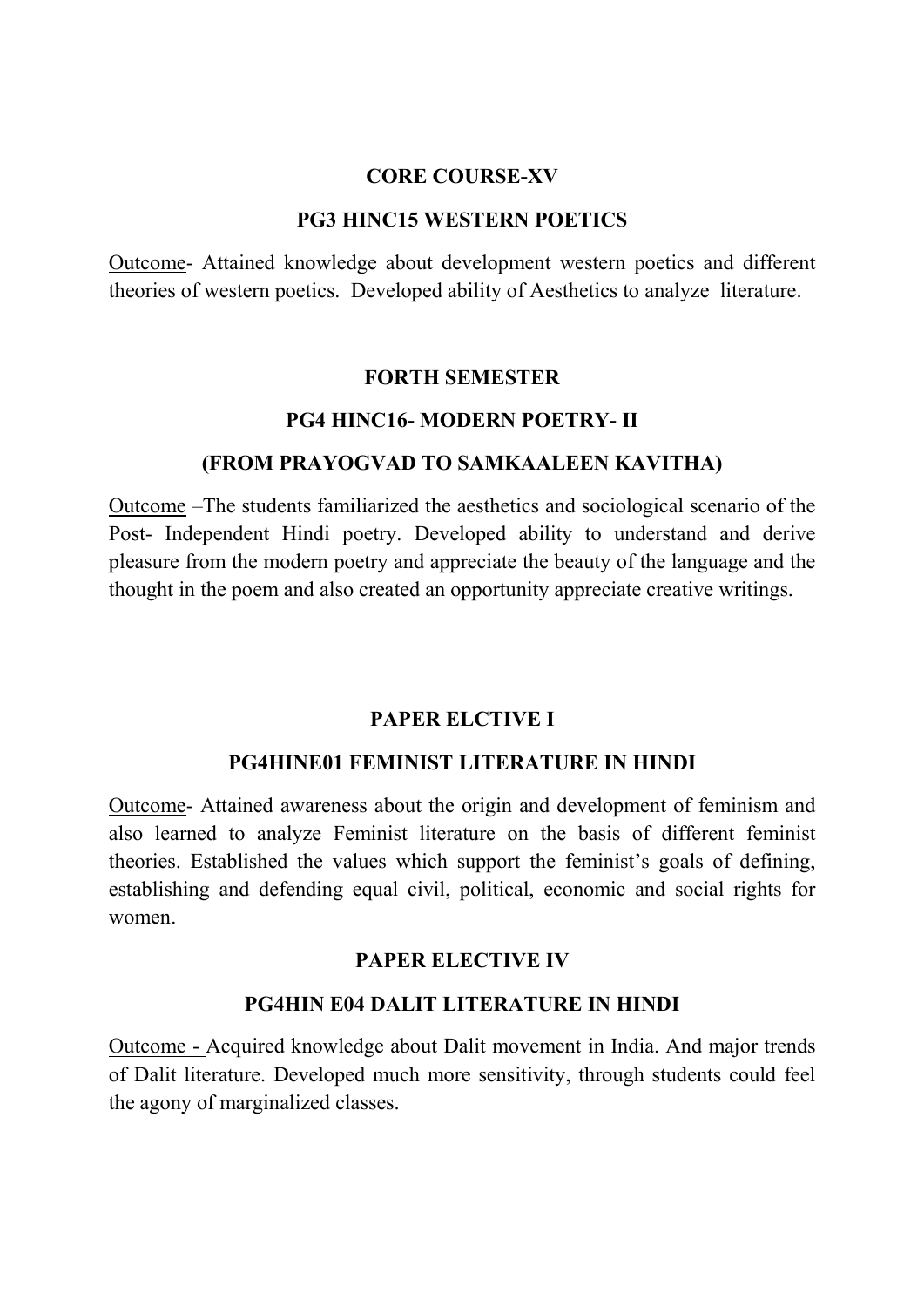**CORE COURSE-XV**

**PG3 HINC15 WESTERN POETICS**

Outcome- Attained knowledge about development western poetics and different theories of western poetics. Developed ability of Aesthetics to analyze literature.

**FORTH SEMESTER**

**PG4 HINC16- MODERN POETRY- II**

**(FROM PRAYOGVAD TO SAMKAALEEN KAVITHA)**

Outcome –The students familiarized the aesthetics and sociological scenario of the Post- Independent Hindi poetry. Developed ability to understand and derive pleasure from the modern poetry and appreciate the beauty of the language and the thought in the poem and also created an opportunity appreciate creative writings.

**PAPER ELCTIVE I**

**PG4HINE01 FEMINIST LITERATURE IN HINDI**

Outcome- Attained awareness about the origin and development of feminism and also learned to analyze Feminist literature on the basis of different feminist theories. Established the values which support the feminist's goals of defining, establishing and defending equal civil, political, economic and social rights for women.

**PAPER ELECTIVE IV**

**PG4HIN E04 DALIT LITERATURE IN HINDI**

Outcome - Acquired knowledge about Dalit movement in India. And major trends of Dalit literature. Developed much more sensitivity, through students could feel the agony of marginalized classes.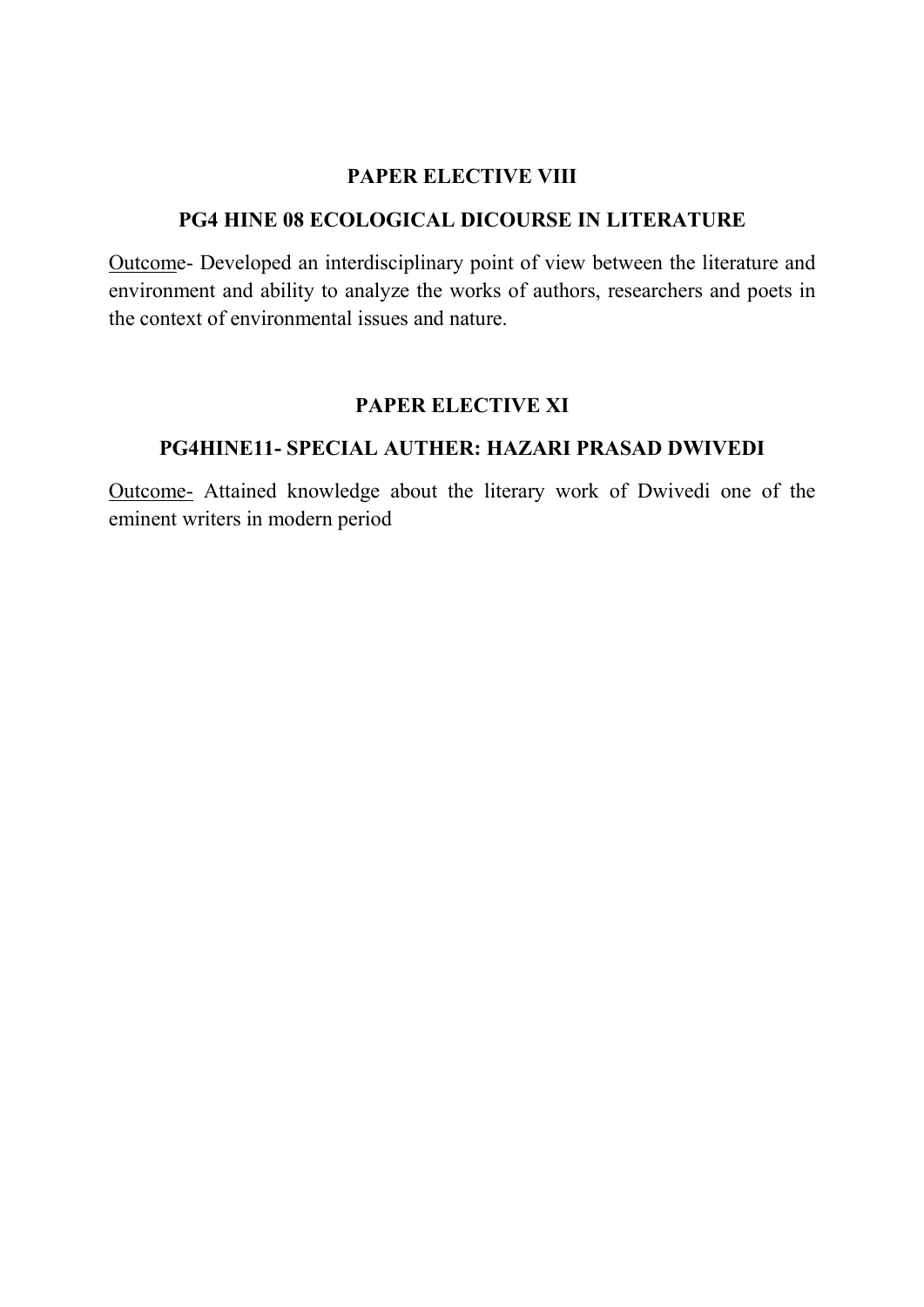## PAPER ELECTIVE VIII

### PG4 HINE 08 ECOLOGICAL DICOURSE IN LITERATURE

Outcome- Developed an interdisciplinary point of view between the literature and environment and ability to analyze the works of authors, researchers and poets in the context of environmental issues and nature.

## PAPER ELECTIVE XI

### PG4HINE11- SPECIAL AUTHER: HAZARI PRASAD DWIVEDI

Outcome- Attained knowledge about the literary work of Dwivedi one of the eminent writers in modern period